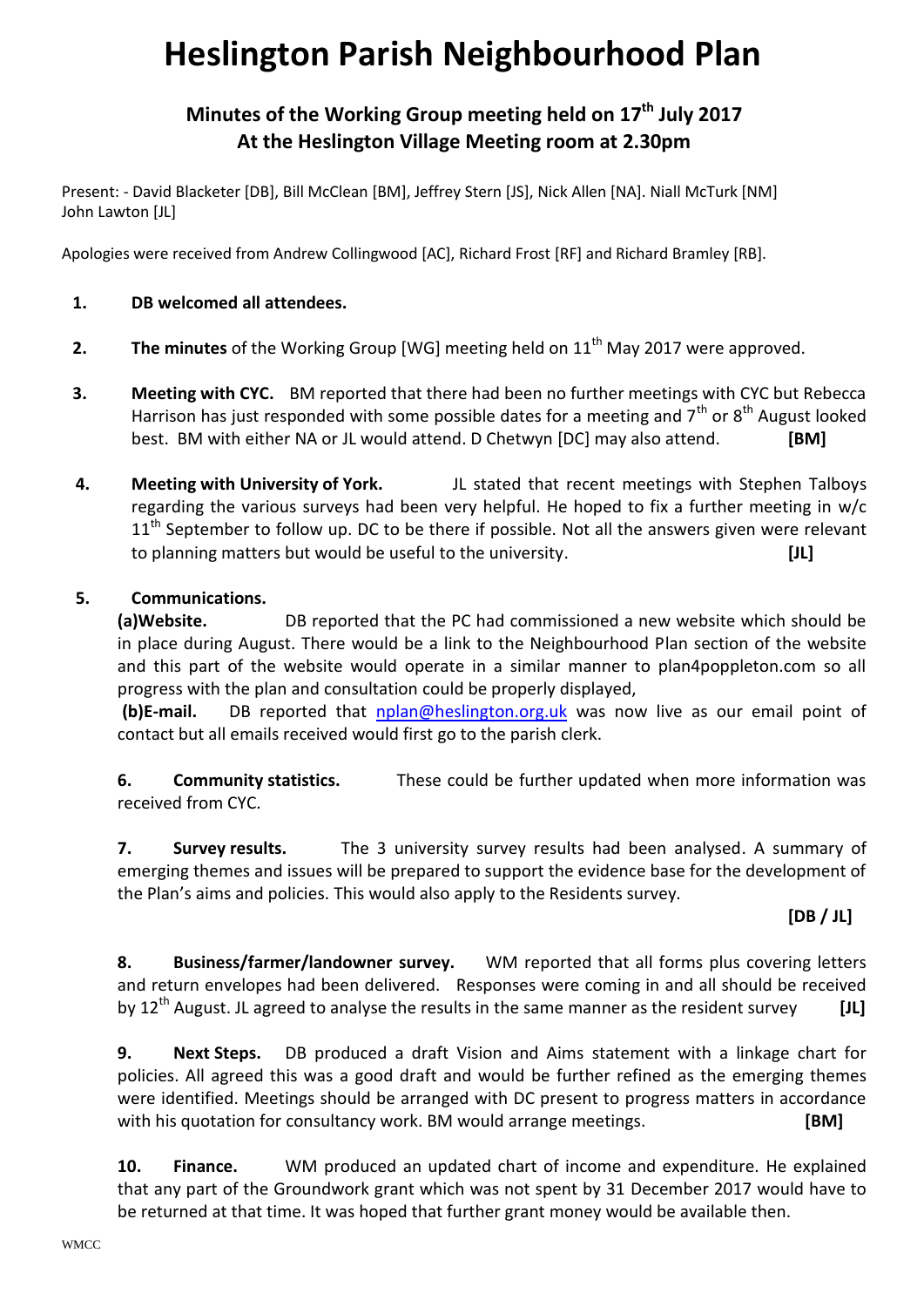# Heslington Parish Neighbourhood Plan

## Minutes of the Working Group meeting held on 17th July 2017 At the Heslington Village Meeting room at 2.30pm

Present: - David Blacketer [DB], Bill McClean [BM], Jeffrey Stern [JS], Nick Allen [NA]. Niall McTurk [NM] John Lawton [JL]

Apologies were received from Andrew Collingwood [AC], Richard Frost [RF] and Richard Bramley [RB].

1. **DB welcomed all attendees.**

2. **The minutes** of the Working Group [WG] meeting held on 11th May 2017 were approved.

3. **Meeting with CYC.** BM reported that there had been no further meetings with CYC but Rebecca Harrison has just responded with some possible dates for a meeting and 7th or 8th August looked best. BM with either NA or JL would attend. D Chetwyn [DC] may also attend. **[BM]**

4. **Meeting with University of York.** JL stated that recent meetings with Stephen Talboys regarding the various surveys had been very helpful. He hoped to fix a further meeting in w/c 11th September to follow up. DC to be there if possible. Not all the answers given were relevant to planning matters but would be useful to the university. **[JL]**

5. **Communications.**

**(a)Website.** DB reported that the PC had commissioned a new website which should be in place during August. There would be a link to the Neighbourhood Plan section of the website and this part of the website would operate in a similar manner to plan4poppleton.com so all progress with the plan and consultation could be properly displayed,

**(b)E-mail.** DB reported that nplan@heslington.org.uk was now live as our email point of contact but all emails received would first go to the parish clerk.

6. **Community statistics.** These could be further updated when more information was received from CYC.

7. **Survey results.** The 3 university survey results had been analysed. A summary of emerging themes and issues will be prepared to support the evidence base for the development of the Plan's aims and policies. This would also apply to the Residents survey. **[DB / JL]**

8. **Business/farmer/landowner survey.** WM reported that all forms plus covering letters and return envelopes had been delivered. Responses were coming in and all should be received by 12th August. JL agreed to analyse the results in the same manner as the resident survey **[JL]**

9. **Next Steps.** DB produced a draft Vision and Aims statement with a linkage chart for policies. All agreed this was a good draft and would be further refined as the emerging themes were identified. Meetings should be arranged with DC present to progress matters in accordance with his quotation for consultancy work. BM would arrange meetings. **[BM]**

10. **Finance.** WM produced an updated chart of income and expenditure. He explained that any part of the Groundwork grant which was not spent by 31 December 2017 would have to be returned at that time. It was hoped that further grant money would be available then.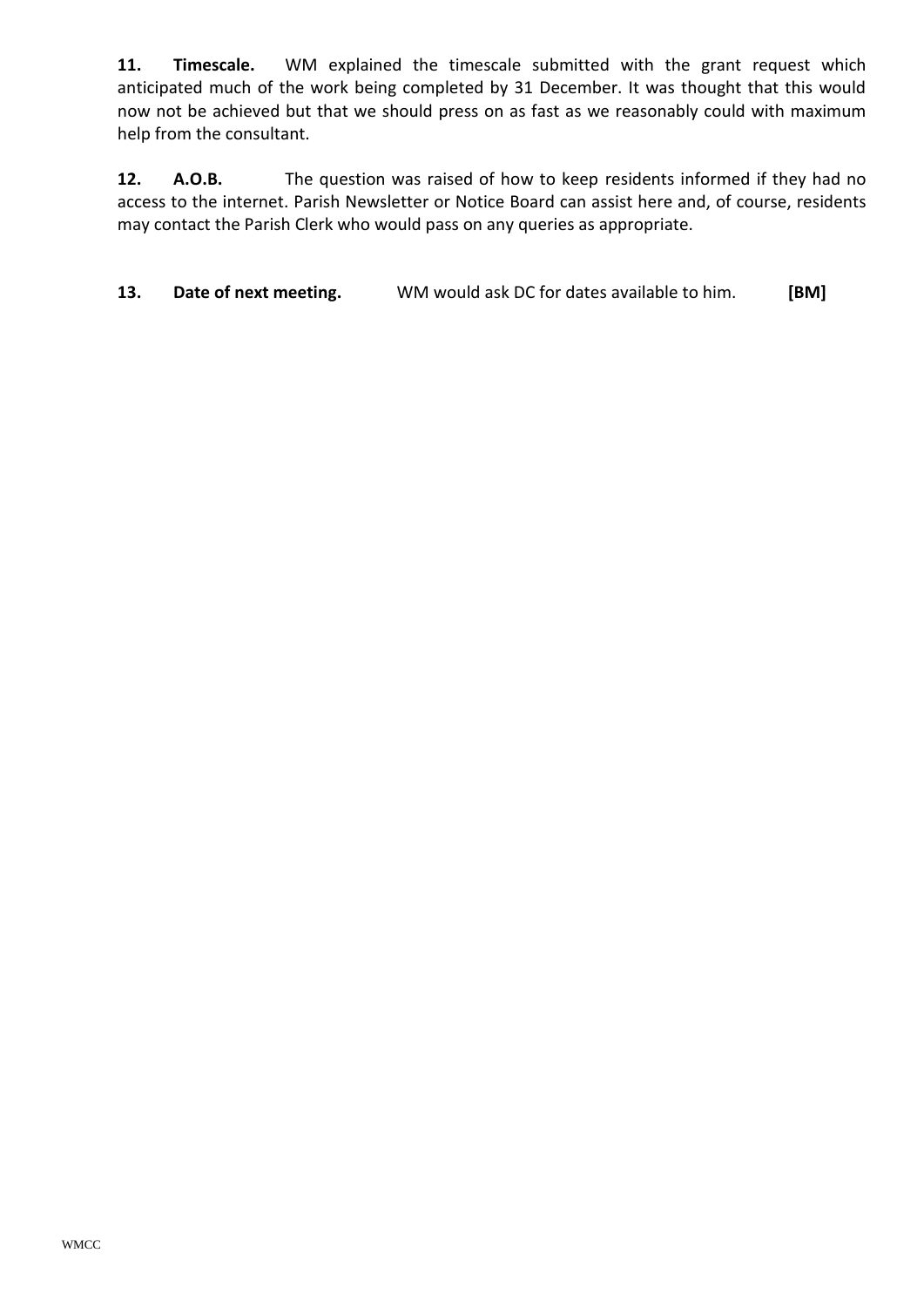**11. Timescale.** WM explained the timescale submitted with the grant request which anticipated much of the work being completed by 31 December. It was thought that this would now not be achieved but that we should press on as fast as we reasonably could with maximum help from the consultant.

**12. A.O.B.** The question was raised of how to keep residents informed if they had no access to the internet. Parish Newsletter or Notice Board can assist here and, of course, residents may contact the Parish Clerk who would pass on any queries as appropriate.

**13. Date of next meeting.** WM would ask DC for dates available to him. **[BM]**